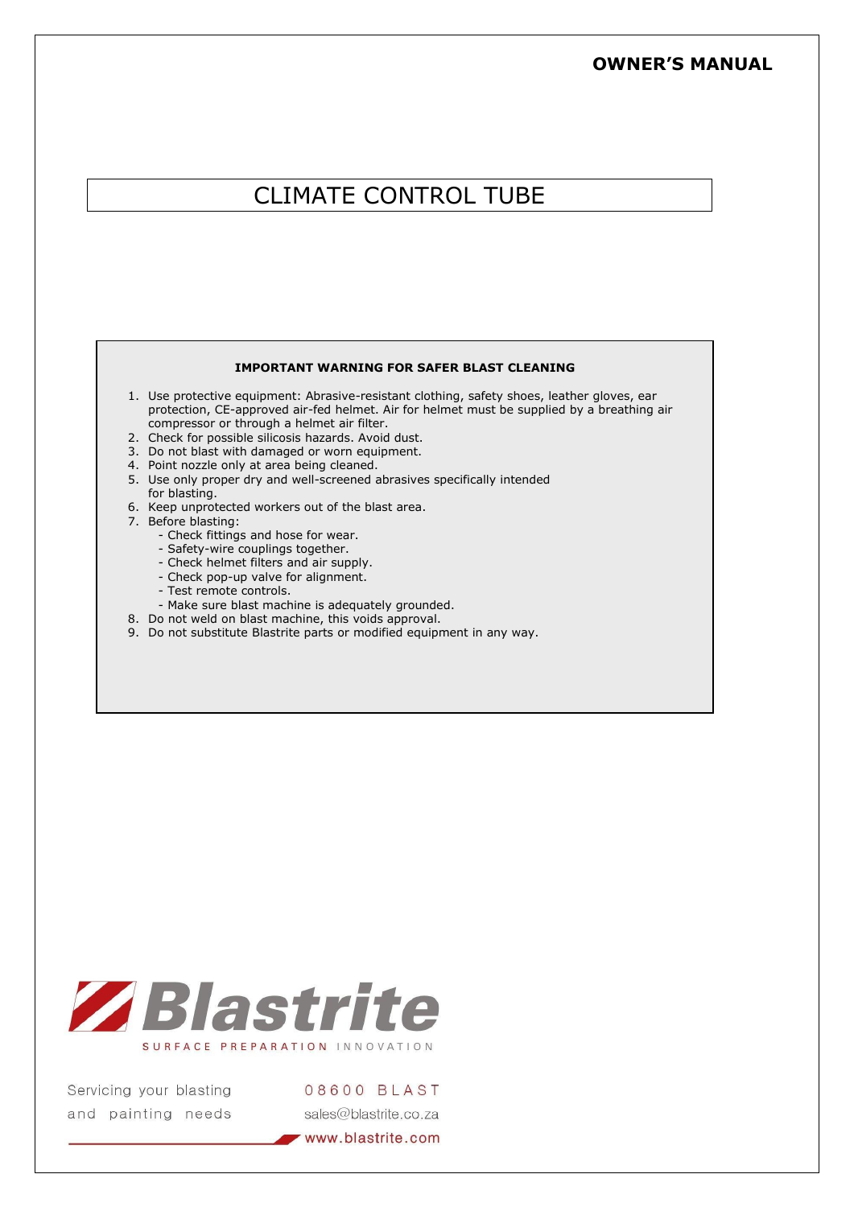**OWNER'S MANUAL**

# CLIMATE CONTROL TUBE

**IMPORTANT WARNING FOR SAFER BLAST CLEANING**

1. Use protective equipment: Abrasive-resistant clothing, safety shoes, leather gloves, ear protection, CE-approved air-fed helmet. Air for helmet must be supplied by a breathing air compressor or through a helmet air filter.
2. Check for possible silicosis hazards. Avoid dust.
3. Do not blast with damaged or worn equipment.
4. Point nozzle only at area being cleaned.
5. Use only proper dry and well-screened abrasives specifically intended for blasting.
6. Keep unprotected workers out of the blast area.
7. Before blasting:
   - Check fittings and hose for wear.
   - Safety-wire couplings together.
   - Check helmet filters and air supply.
   - Check pop-up valve for alignment.
   - Test remote controls.
   - Make sure blast machine is adequately grounded.
8. Do not weld on blast machine, this voids approval.
9. Do not substitute Blastrite parts or modified equipment in any way.

Blastrite

SURFACE PREPARATION INNOVATION

Servicing your blasting and painting needs

08600 BLAST

sales@blastrite.co.za

www.blastrite.com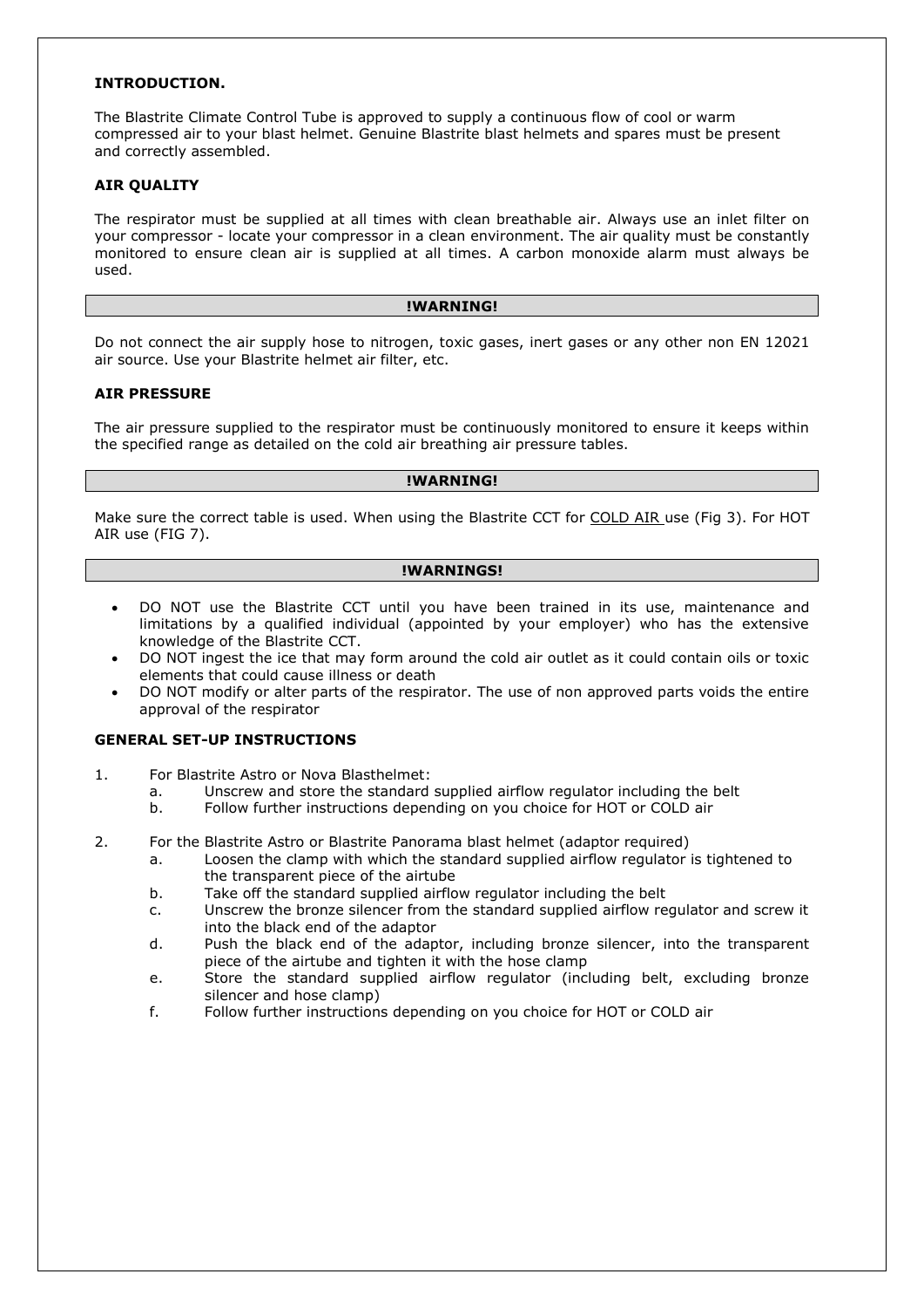## INTRODUCTION.

The Blastrite Climate Control Tube is approved to supply a continuous flow of cool or warm compressed air to your blast helmet. Genuine Blastrite blast helmets and spares must be present and correctly assembled.

## AIR QUALITY

The respirator must be supplied at all times with clean breathable air. Always use an inlet filter on your compressor - locate your compressor in a clean environment. The air quality must be constantly monitored to ensure clean air is supplied at all times. A carbon monoxide alarm must always be used.

**!WARNING!**

Do not connect the air supply hose to nitrogen, toxic gases, inert gases or any other non EN 12021 air source. Use your Blastrite helmet air filter, etc.

## AIR PRESSURE

The air pressure supplied to the respirator must be continuously monitored to ensure it keeps within the specified range as detailed on the cold air breathing air pressure tables.

**!WARNING!**

Make sure the correct table is used. When using the Blastrite CCT for <u>COLD AIR</u> use (Fig 3). For HOT AIR use (FIG 7).

**!WARNINGS!**

- DO NOT use the Blastrite CCT until you have been trained in its use, maintenance and limitations by a qualified individual (appointed by your employer) who has the extensive knowledge of the Blastrite CCT.
- DO NOT ingest the ice that may form around the cold air outlet as it could contain oils or toxic elements that could cause illness or death
- DO NOT modify or alter parts of the respirator. The use of non approved parts voids the entire approval of the respirator

## GENERAL SET-UP INSTRUCTIONS

1. For Blastrite Astro or Nova Blasthelmet:
   a. Unscrew and store the standard supplied airflow regulator including the belt
   b. Follow further instructions depending on you choice for HOT or COLD air

2. For the Blastrite Astro or Blastrite Panorama blast helmet (adaptor required)
   a. Loosen the clamp with which the standard supplied airflow regulator is tightened to the transparent piece of the airtube
   b. Take off the standard supplied airflow regulator including the belt
   c. Unscrew the bronze silencer from the standard supplied airflow regulator and screw it into the black end of the adaptor
   d. Push the black end of the adaptor, including bronze silencer, into the transparent piece of the airtube and tighten it with the hose clamp
   e. Store the standard supplied airflow regulator (including belt, excluding bronze silencer and hose clamp)
   f. Follow further instructions depending on you choice for HOT or COLD air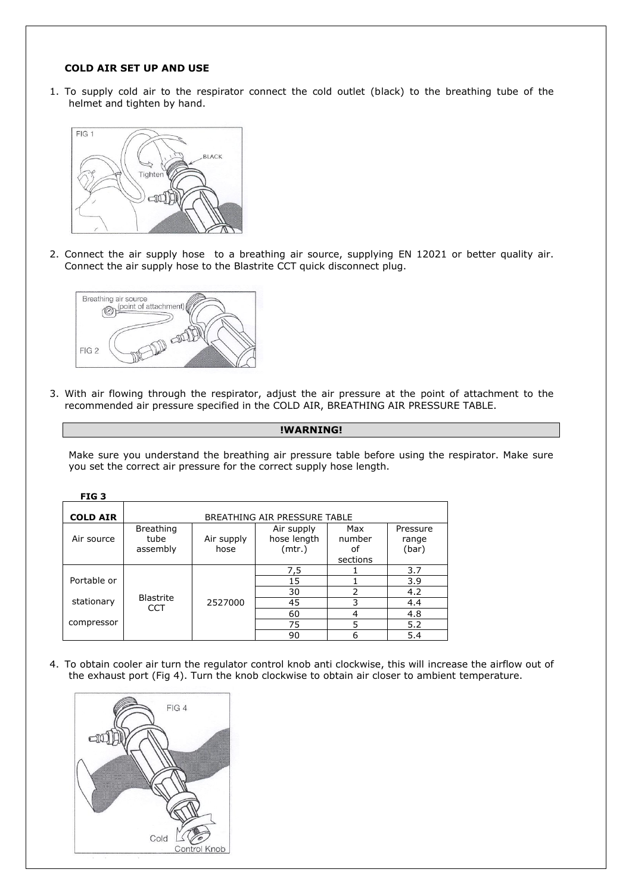**COLD AIR SET UP AND USE**

1. To supply cold air to the respirator connect the cold outlet (black) to the breathing tube of the helmet and tighten by hand.

FIG 1

2. Connect the air supply hose to a breathing air source, supplying EN 12021 or better quality air. Connect the air supply hose to the Blastrite CCT quick disconnect plug.

FIG 2

3. With air flowing through the respirator, adjust the air pressure at the point of attachment to the recommended air pressure specified in the COLD AIR, BREATHING AIR PRESSURE TABLE.

**!WARNING!**

Make sure you understand the breathing air pressure table before using the respirator. Make sure you set the correct air pressure for the correct supply hose length.

**FIG 3**

| **COLD AIR** | BREATHING AIR PRESSURE TABLE | | | | |
|---|---|---|---|---|---|
| Air source | Breathing tube assembly | Air supply hose | Air supply hose length (mtr.) | Max number of sections | Pressure range (bar) |
| Portable or stationary compressor | Blastrite CCT | 2527000 | 7,5 | 1 | 3.7 |
| | | | 15 | 1 | 3.9 |
| | | | 30 | 2 | 4.2 |
| | | | 45 | 3 | 4.4 |
| | | | 60 | 4 | 4.8 |
| | | | 75 | 5 | 5.2 |
| | | | 90 | 6 | 5.4 |

4. To obtain cooler air turn the regulator control knob anti clockwise, this will increase the airflow out of the exhaust port (Fig 4). Turn the knob clockwise to obtain air closer to ambient temperature.

FIG 4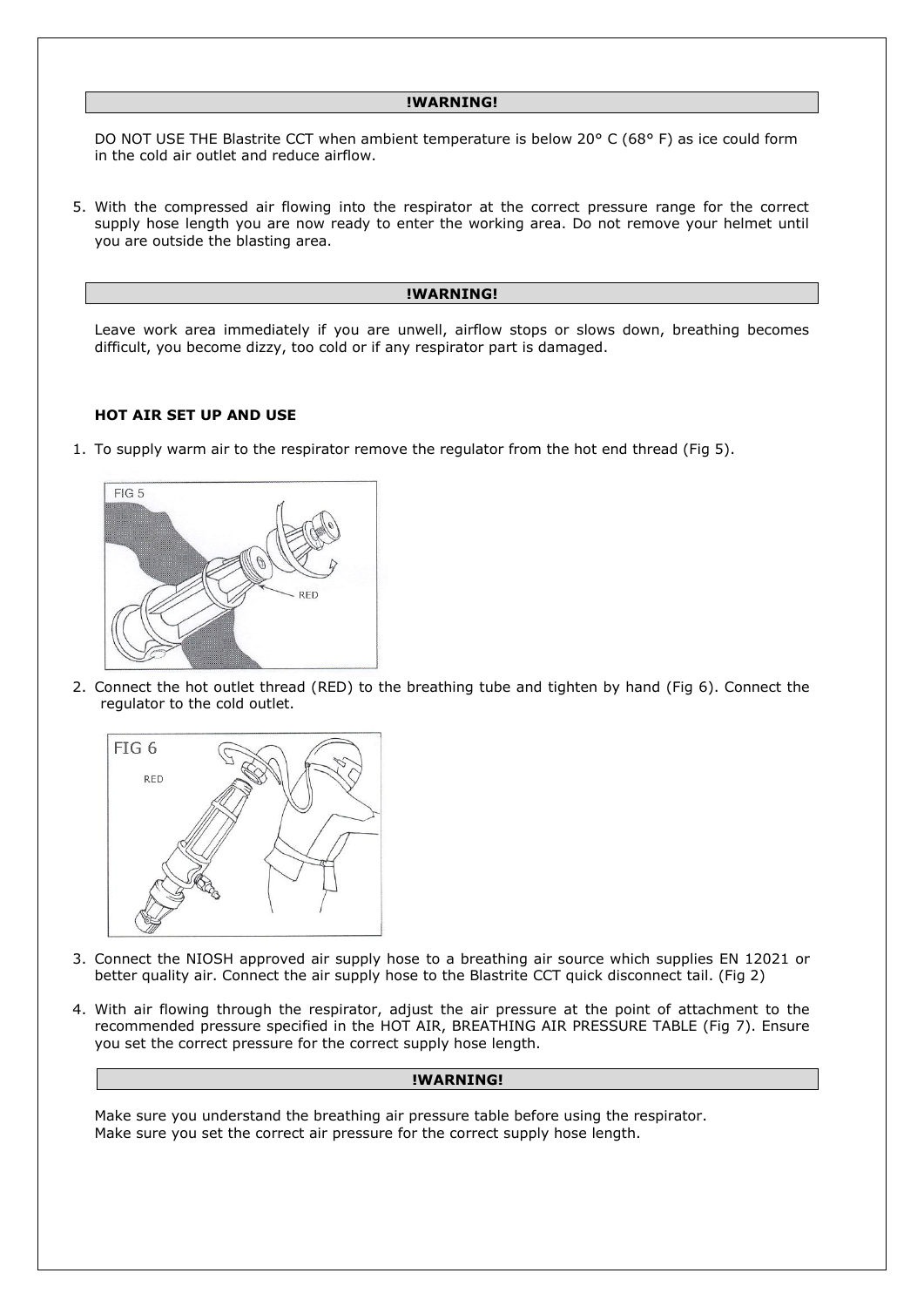**!WARNING!**

DO NOT USE THE Blastrite CCT when ambient temperature is below 20° C (68° F) as ice could form in the cold air outlet and reduce airflow.

5. With the compressed air flowing into the respirator at the correct pressure range for the correct supply hose length you are now ready to enter the working area. Do not remove your helmet until you are outside the blasting area.

**!WARNING!**

Leave work area immediately if you are unwell, airflow stops or slows down, breathing becomes difficult, you become dizzy, too cold or if any respirator part is damaged.

**HOT AIR SET UP AND USE**

1. To supply warm air to the respirator remove the regulator from the hot end thread (Fig 5).

2. Connect the hot outlet thread (RED) to the breathing tube and tighten by hand (Fig 6). Connect the regulator to the cold outlet.

3. Connect the NIOSH approved air supply hose to a breathing air source which supplies EN 12021 or better quality air. Connect the air supply hose to the Blastrite CCT quick disconnect tail. (Fig 2)

4. With air flowing through the respirator, adjust the air pressure at the point of attachment to the recommended pressure specified in the HOT AIR, BREATHING AIR PRESSURE TABLE (Fig 7). Ensure you set the correct pressure for the correct supply hose length.

**!WARNING!**

Make sure you understand the breathing air pressure table before using the respirator.
Make sure you set the correct air pressure for the correct supply hose length.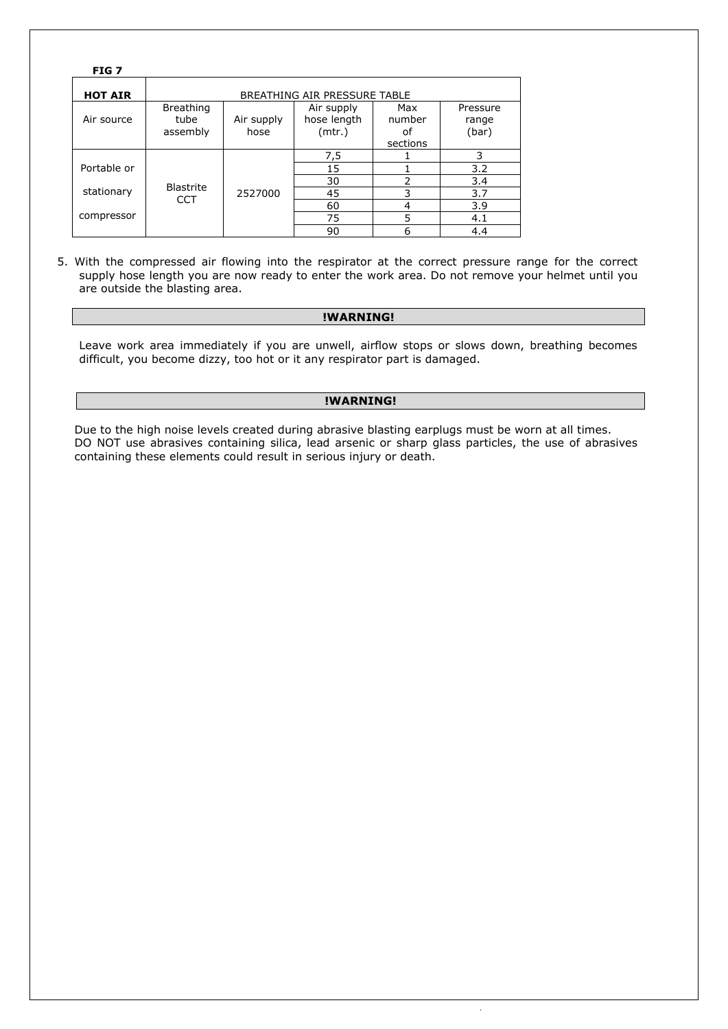**FIG 7**

| **HOT AIR** | BREATHING AIR PRESSURE TABLE | | | | |
|---|---|---|---|---|---|
| Air source | Breathing tube assembly | Air supply hose | Air supply hose length (mtr.) | Max number of sections | Pressure range (bar) |
| Portable or stationary compressor | Blastrite CCT | 2527000 | 7,5 | 1 | 3 |
| | | | 15 | 1 | 3.2 |
| | | | 30 | 2 | 3.4 |
| | | | 45 | 3 | 3.7 |
| | | | 60 | 4 | 3.9 |
| | | | 75 | 5 | 4.1 |
| | | | 90 | 6 | 4.4 |

5. With the compressed air flowing into the respirator at the correct pressure range for the correct supply hose length you are now ready to enter the work area. Do not remove your helmet until you are outside the blasting area.

**!WARNING!**

Leave work area immediately if you are unwell, airflow stops or slows down, breathing becomes difficult, you become dizzy, too hot or it any respirator part is damaged.

**!WARNING!**

Due to the high noise levels created during abrasive blasting earplugs must be worn at all times.
DO NOT use abrasives containing silica, lead arsenic or sharp glass particles, the use of abrasives containing these elements could result in serious injury or death.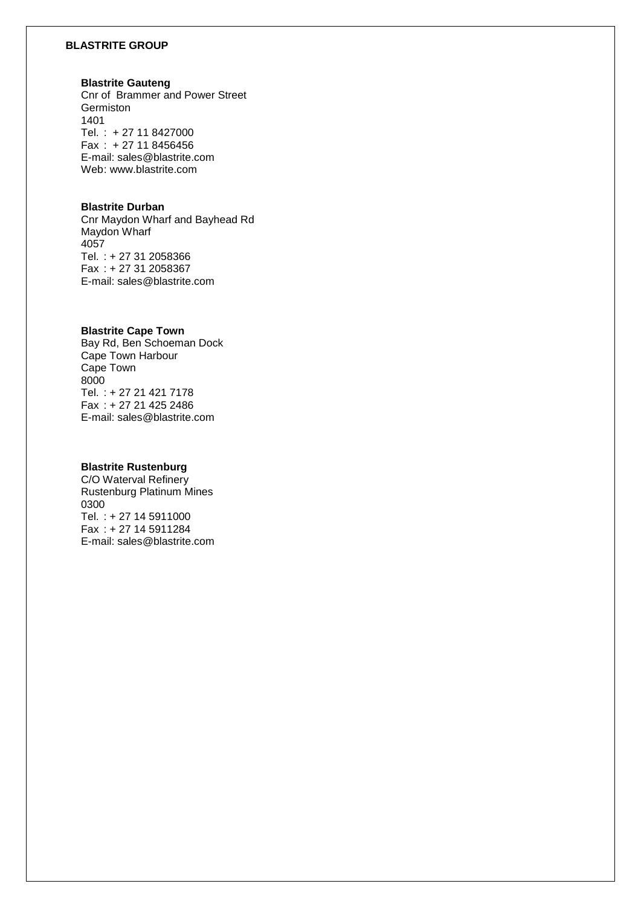**BLASTRITE GROUP**

**Blastrite Gauteng**
Cnr of Brammer and Power Street
Germiston
1401
Tel. : + 27 11 8427000
Fax : + 27 11 8456456
E-mail: sales@blastrite.com
Web: www.blastrite.com

**Blastrite Durban**
Cnr Maydon Wharf and Bayhead Rd
Maydon Wharf
4057
Tel. : + 27 31 2058366
Fax : + 27 31 2058367
E-mail: sales@blastrite.com

**Blastrite Cape Town**
Bay Rd, Ben Schoeman Dock
Cape Town Harbour
Cape Town
8000
Tel. : + 27 21 421 7178
Fax : + 27 21 425 2486
E-mail: sales@blastrite.com

**Blastrite Rustenburg**
C/O Waterval Refinery
Rustenburg Platinum Mines
0300
Tel. : + 27 14 5911000
Fax : + 27 14 5911284
E-mail: sales@blastrite.com